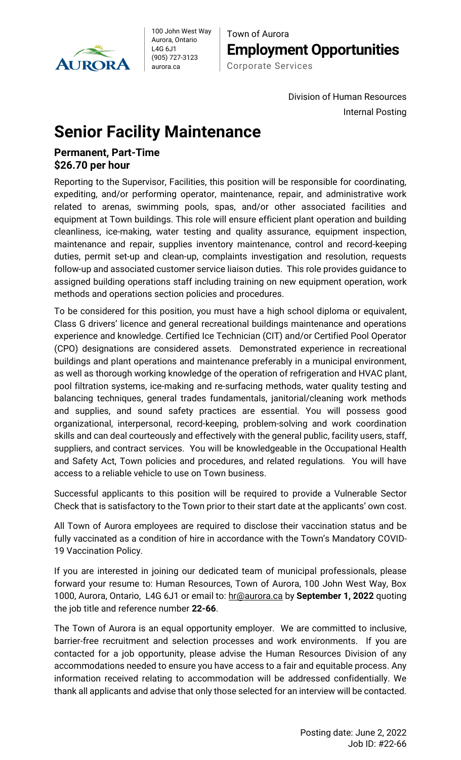AURORA

100 John West Way
Aurora, Ontario
L4G 6J1
(905) 727-3123
aurora.ca

Town of Aurora
**Employment Opportunities**
Corporate Services

Division of Human Resources
Internal Posting

# Senior Facility Maintenance

**Permanent, Part-Time**
**$26.70 per hour**

Reporting to the Supervisor, Facilities, this position will be responsible for coordinating, expediting, and/or performing operator, maintenance, repair, and administrative work related to arenas, swimming pools, spas, and/or other associated facilities and equipment at Town buildings. This role will ensure efficient plant operation and building cleanliness, ice-making, water testing and quality assurance, equipment inspection, maintenance and repair, supplies inventory maintenance, control and record-keeping duties, permit set-up and clean-up, complaints investigation and resolution, requests follow-up and associated customer service liaison duties. This role provides guidance to assigned building operations staff including training on new equipment operation, work methods and operations section policies and procedures.

To be considered for this position, you must have a high school diploma or equivalent, Class G drivers' licence and general recreational buildings maintenance and operations experience and knowledge. Certified Ice Technician (CIT) and/or Certified Pool Operator (CPO) designations are considered assets. Demonstrated experience in recreational buildings and plant operations and maintenance preferably in a municipal environment, as well as thorough working knowledge of the operation of refrigeration and HVAC plant, pool filtration systems, ice-making and re-surfacing methods, water quality testing and balancing techniques, general trades fundamentals, janitorial/cleaning work methods and supplies, and sound safety practices are essential. You will possess good organizational, interpersonal, record-keeping, problem-solving and work coordination skills and can deal courteously and effectively with the general public, facility users, staff, suppliers, and contract services. You will be knowledgeable in the Occupational Health and Safety Act, Town policies and procedures, and related regulations. You will have access to a reliable vehicle to use on Town business.

Successful applicants to this position will be required to provide a Vulnerable Sector Check that is satisfactory to the Town prior to their start date at the applicants' own cost.

All Town of Aurora employees are required to disclose their vaccination status and be fully vaccinated as a condition of hire in accordance with the Town's Mandatory COVID-19 Vaccination Policy.

If you are interested in joining our dedicated team of municipal professionals, please forward your resume to: Human Resources, Town of Aurora, 100 John West Way, Box 1000, Aurora, Ontario, L4G 6J1 or email to: hr@aurora.ca by **September 1, 2022** quoting the job title and reference number **22-66**.

The Town of Aurora is an equal opportunity employer. We are committed to inclusive, barrier-free recruitment and selection processes and work environments. If you are contacted for a job opportunity, please advise the Human Resources Division of any accommodations needed to ensure you have access to a fair and equitable process. Any information received relating to accommodation will be addressed confidentially. We thank all applicants and advise that only those selected for an interview will be contacted.

Posting date: June 2, 2022
Job ID: #22-66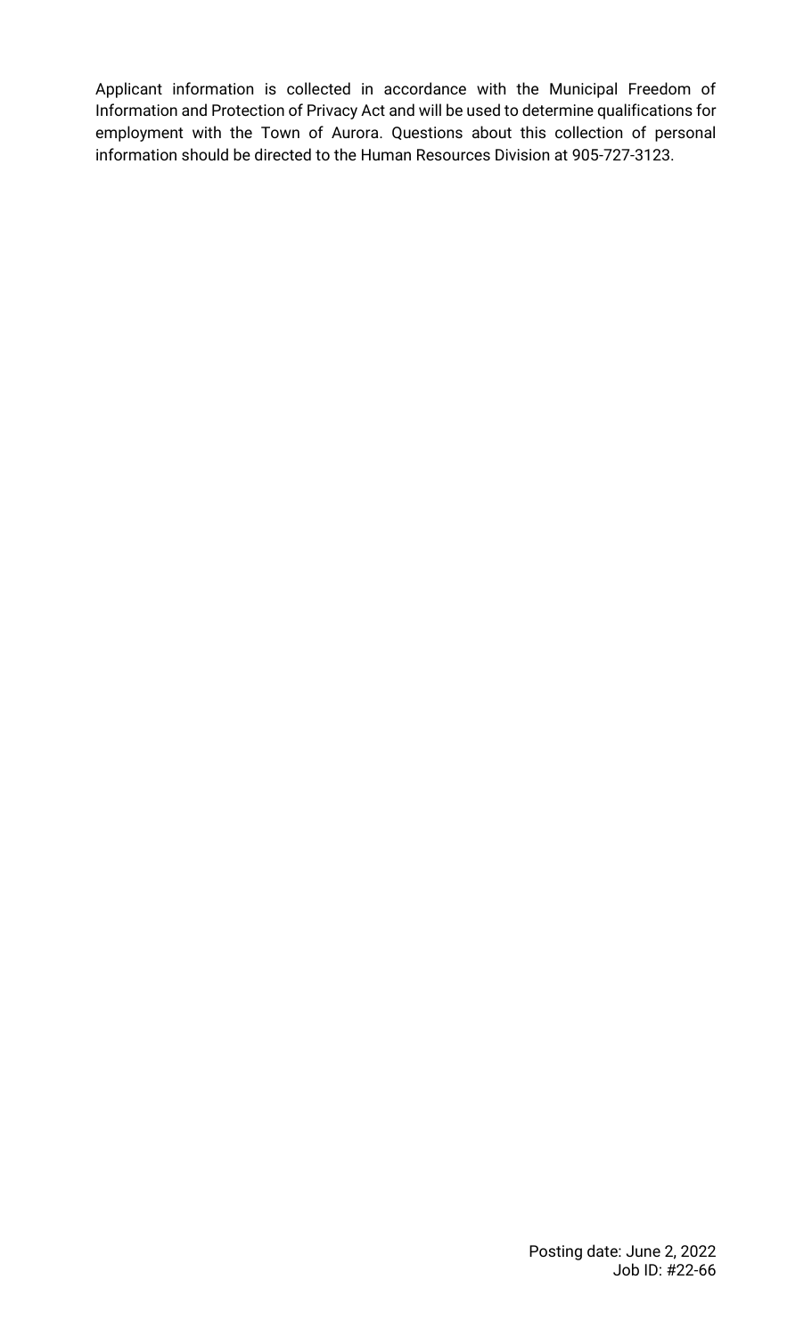Applicant information is collected in accordance with the Municipal Freedom of Information and Protection of Privacy Act and will be used to determine qualifications for employment with the Town of Aurora. Questions about this collection of personal information should be directed to the Human Resources Division at 905-727-3123.

Posting date: June 2, 2022
Job ID: #22-66